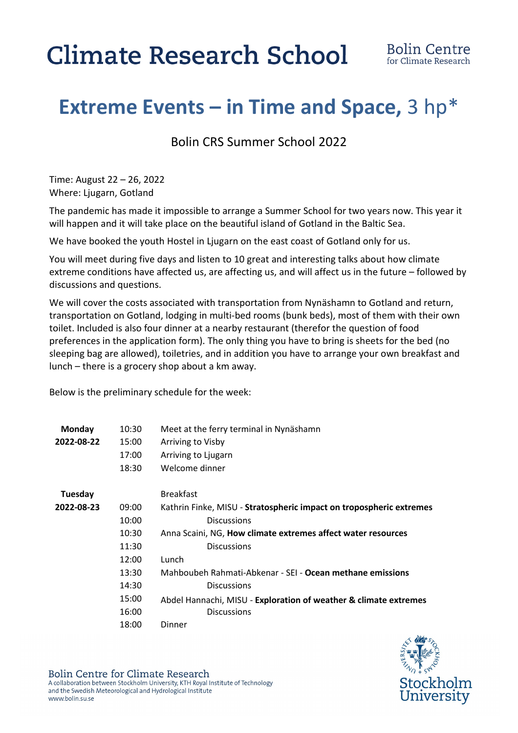# Climate Research School

Bolin Centre for Climate Research

# Extreme Events – in Time and Space, 3 hp*

## Bolin CRS Summer School 2022

Time: August 22 – 26, 2022
Where: Ljugarn, Gotland

The pandemic has made it impossible to arrange a Summer School for two years now. This year it will happen and it will take place on the beautiful island of Gotland in the Baltic Sea.

We have booked the youth Hostel in Ljugarn on the east coast of Gotland only for us.

You will meet during five days and listen to 10 great and interesting talks about how climate extreme conditions have affected us, are affecting us, and will affect us in the future – followed by discussions and questions.

We will cover the costs associated with transportation from Nynäshamn to Gotland and return, transportation on Gotland, lodging in multi-bed rooms (bunk beds), most of them with their own toilet. Included is also four dinner at a nearby restaurant (therefor the question of food preferences in the application form). The only thing you have to bring is sheets for the bed (no sleeping bag are allowed), toiletries, and in addition you have to arrange your own breakfast and lunch – there is a grocery shop about a km away.

Below is the preliminary schedule for the week:

| Day | Time | Activity |
|---|---|---|
| **Monday** | 10:30 | Meet at the ferry terminal in Nynäshamn |
| **2022-08-22** | 15:00 | Arriving to Visby |
| | 17:00 | Arriving to Ljugarn |
| | 18:30 | Welcome dinner |
| **Tuesday** | | Breakfast |
| **2022-08-23** | 09:00 | Kathrin Finke, MISU - **Stratospheric impact on tropospheric extremes** |
| | 10:00 | Discussions |
| | 10:30 | Anna Scaini, NG, **How climate extremes affect water resources** |
| | 11:30 | Discussions |
| | 12:00 | Lunch |
| | 13:30 | Mahboubeh Rahmati-Abkenar - SEI - **Ocean methane emissions** |
| | 14:30 | Discussions |
| | 15:00 | Abdel Hannachi, MISU - **Exploration of weather & climate extremes** |
| | 16:00 | Discussions |
| | 18:00 | Dinner |

Bolin Centre for Climate Research
A collaboration between Stockholm University, KTH Royal Institute of Technology and the Swedish Meteorological and Hydrological Institute
www.bolin.su.se

Stockholm University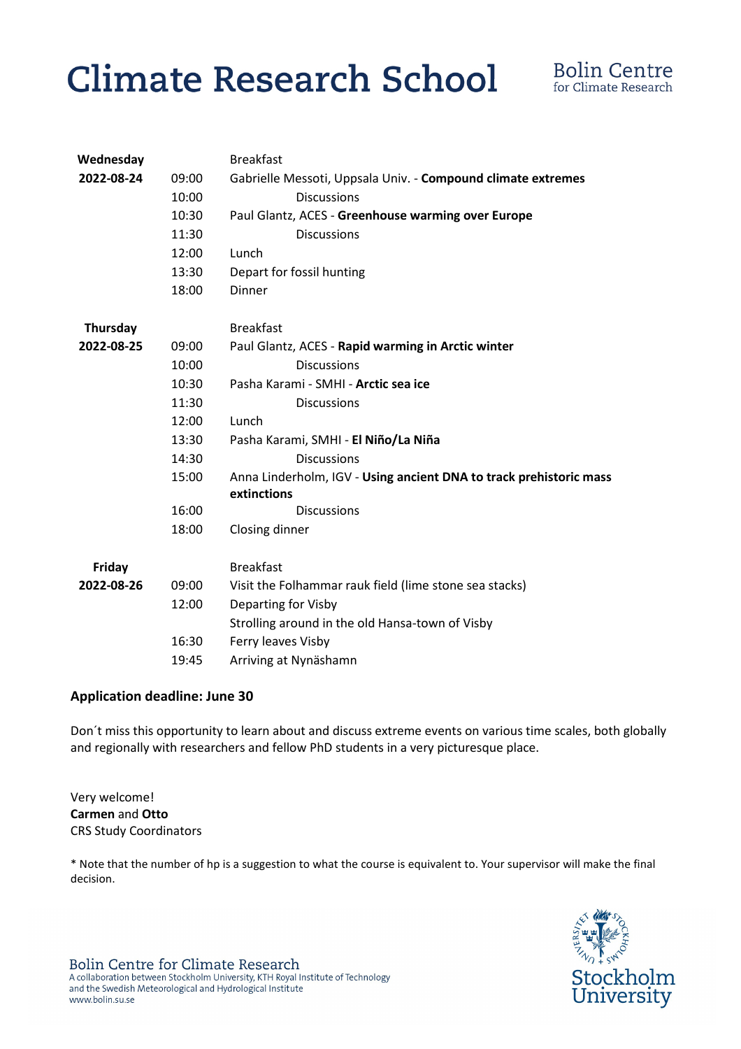# Climate Research School

| | | |
|---|---|---|
| **Wednesday** | | Breakfast |
| **2022-08-24** | 09:00 | Gabrielle Messoti, Uppsala Univ. - **Compound climate extremes** |
| | 10:00 | Discussions |
| | 10:30 | Paul Glantz, ACES - **Greenhouse warming over Europe** |
| | 11:30 | Discussions |
| | 12:00 | Lunch |
| | 13:30 | Depart for fossil hunting |
| | 18:00 | Dinner |
| **Thursday** | | Breakfast |
| **2022-08-25** | 09:00 | Paul Glantz, ACES - **Rapid warming in Arctic winter** |
| | 10:00 | Discussions |
| | 10:30 | Pasha Karami - SMHI - **Arctic sea ice** |
| | 11:30 | Discussions |
| | 12:00 | Lunch |
| | 13:30 | Pasha Karami, SMHI - **El Niño/La Niña** |
| | 14:30 | Discussions |
| | 15:00 | Anna Linderholm, IGV - **Using ancient DNA to track prehistoric mass extinctions** |
| | 16:00 | Discussions |
| | 18:00 | Closing dinner |
| **Friday** | | Breakfast |
| **2022-08-26** | 09:00 | Visit the Folhammar rauk field (lime stone sea stacks) |
| | 12:00 | Departing for Visby |
| | | Strolling around in the old Hansa-town of Visby |
| | 16:30 | Ferry leaves Visby |
| | 19:45 | Arriving at Nynäshamn |

**Application deadline: June 30**

Don´t miss this opportunity to learn about and discuss extreme events on various time scales, both globally and regionally with researchers and fellow PhD students in a very picturesque place.

Very welcome!
**Carmen** and **Otto**
CRS Study Coordinators

* Note that the number of hp is a suggestion to what the course is equivalent to. Your supervisor will make the final decision.

Bolin Centre for Climate Research
A collaboration between Stockholm University, KTH Royal Institute of Technology and the Swedish Meteorological and Hydrological Institute
www.bolin.su.se